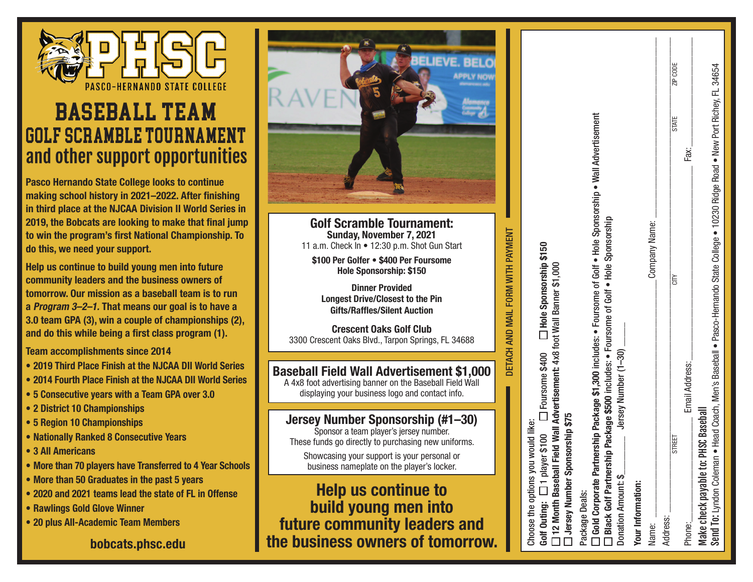# PHSC

PASCO-HERNANDO STATE COLLEGE

# BASEBALL TEAM
## GOLF SCRAMBLE TOURNAMENT
## and other support opportunities

**Pasco Hernando State College looks to continue making school history in 2021–2022. After finishing in third place at the NJCAA Division II World Series in 2019, the Bobcats are looking to make that final jump to win the program's first National Championship. To do this, we need your support.**

**Help us continue to build young men into future community leaders and the business owners of tomorrow. Our mission as a baseball team is to run a *Program 3–2–1*. That means our goal is to have a 3.0 team GPA (3), win a couple of championships (2), and do this while being a first class program (1).**

**Team accomplishments since 2014**

- **2019 Third Place Finish at the NJCAA DII World Series**
- **2014 Fourth Place Finish at the NJCAA DII World Series**
- **5 Consecutive years with a Team GPA over 3.0**
- **2 District 10 Championships**
- **5 Region 10 Championships**
- **Nationally Ranked 8 Consecutive Years**
- **3 All Americans**
- **More than 70 players have Transferred to 4 Year Schools**
- **More than 50 Graduates in the past 5 years**
- **2020 and 2021 teams lead the state of FL in Offense**
- **Rawlings Gold Glove Winner**
- **20 plus All-Academic Team Members**

**bobcats.phsc.edu**

### Golf Scramble Tournament:
**Sunday, November 7, 2021**

11 a.m. Check In • 12:30 p.m. Shot Gun Start

**$100 Per Golfer • $400 Per Foursome**
**Hole Sponsorship: $150**

**Dinner Provided**
**Longest Drive/Closest to the Pin**
**Gifts/Raffles/Silent Auction**

**Crescent Oaks Golf Club**
3300 Crescent Oaks Blvd., Tarpon Springs, FL 34688

### Baseball Field Wall Advertisement $1,000
A 4x8 foot advertising banner on the Baseball Field Wall displaying your business logo and contact info.

### Jersey Number Sponsorship (#1–30)
Sponsor a team player's jersey number. These funds go directly to purchasing new uniforms.

Showcasing your support is your personal or business nameplate on the player's locker.

## Help us continue to build young men into future community leaders and the business owners of tomorrow.

**DETACH AND MAIL FORM WITH PAYMENT**

Choose the options you would like:

**Golf Outing:** ☐ 1 player $100 ☐ Foursome $400 ☐ **Hole Sponsorship $150**

☐ **12 Month Baseball Field Wall Advertisement:** 4x8 foot Wall Banner $1,000

☐ **Jersey Number Sponsorship $75**

Package Deals:

☐ **Gold Corporate Partnership Package $1,300** includes: • Foursome of Golf • Hole Sponsorship • Wall Advertisement

☐ **Black Golf Partnership Package $500** includes: • Foursome of Golf • Hole Sponsorship

Donation Amount: $________ Jersey Number (1–30) ______

**Your Information:**

Name: ______________________ Company Name: ______________________

Address: ______________________ (STREET) ______________________ (CITY) ________ (STATE) ________ (ZIP CODE)

Phone: ______________ Email Address: ______________________ Fax: ______________

**Make check payable to: PHSC Baseball**

**Send To:** Lyndon Coleman • Head Coach, Men's Baseball • Pasco-Hernando State College • 10230 Ridge Road • New Port Richey, FL 34654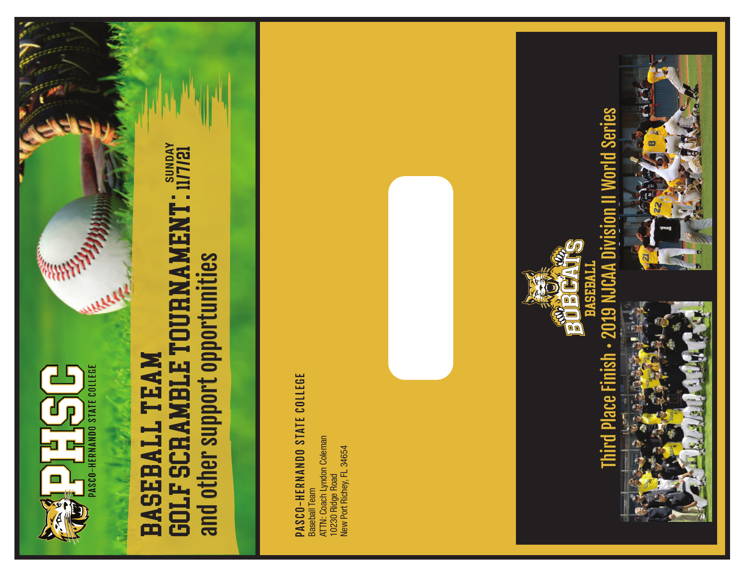PHSC
PASCO-HERNANDO STATE COLLEGE

# BASEBALL TEAM GOLF SCRAMBLE TOURNAMENT: SUNDAY 11/7/21

## and other support opportunities

**PASCO-HERNANDO STATE COLLEGE**
Baseball Team
ATTN: Coach Lyndon Coleman
10230 Ridge Road
New Port Richey, FL 34654

BOBCATS
BASEBALL

Third Place Finish • 2019 NJCAA Division II World Series